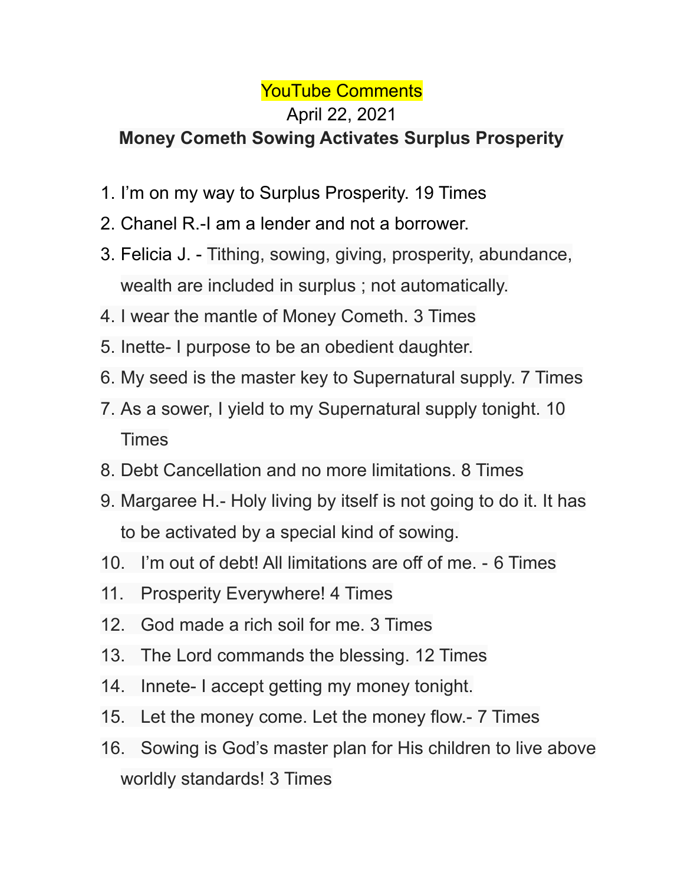YouTube Comments

April 22, 2021

**Money Cometh Sowing Activates Surplus Prosperity**

1. I'm on my way to Surplus Prosperity. 19 Times
2. Chanel R.-I am a lender and not a borrower.
3. Felicia J. - Tithing, sowing, giving, prosperity, abundance, wealth are included in surplus ; not automatically.
4. I wear the mantle of Money Cometh. 3 Times
5. Inette- I purpose to be an obedient daughter.
6. My seed is the master key to Supernatural supply. 7 Times
7. As a sower, I yield to my Supernatural supply tonight. 10 Times
8. Debt Cancellation and no more limitations. 8 Times
9. Margaree H.- Holy living by itself is not going to do it. It has to be activated by a special kind of sowing.
10. I'm out of debt! All limitations are off of me. - 6 Times
11. Prosperity Everywhere! 4 Times
12. God made a rich soil for me. 3 Times
13. The Lord commands the blessing. 12 Times
14. Innete- I accept getting my money tonight.
15. Let the money come. Let the money flow.- 7 Times
16. Sowing is God's master plan for His children to live above worldly standards! 3 Times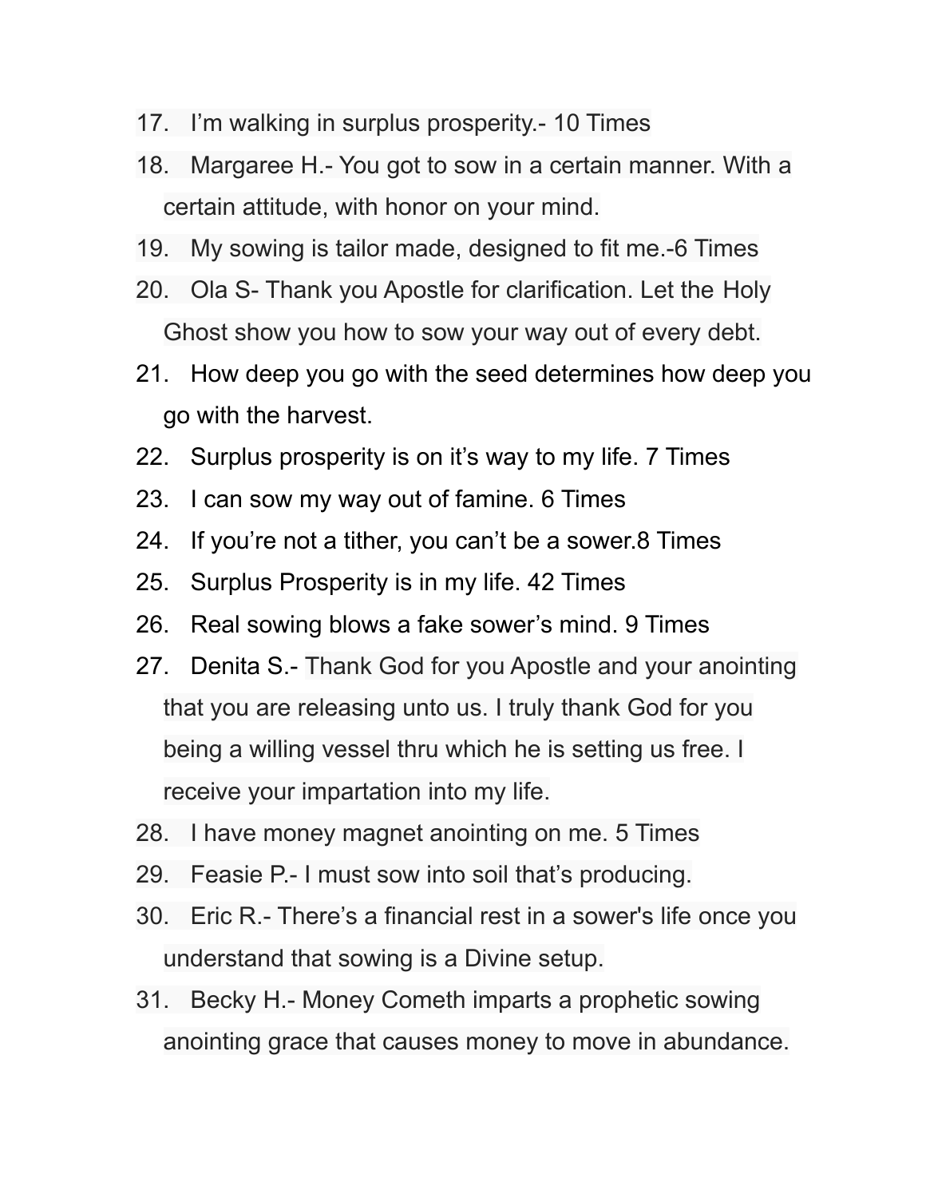17. I'm walking in surplus prosperity.- 10 Times
18. Margaree H.- You got to sow in a certain manner. With a certain attitude, with honor on your mind.
19. My sowing is tailor made, designed to fit me.-6 Times
20. Ola S- Thank you Apostle for clarification. Let the Holy Ghost show you how to sow your way out of every debt.
21. How deep you go with the seed determines how deep you go with the harvest.
22. Surplus prosperity is on it's way to my life. 7 Times
23. I can sow my way out of famine. 6 Times
24. If you're not a tither, you can't be a sower.8 Times
25. Surplus Prosperity is in my life. 42 Times
26. Real sowing blows a fake sower's mind. 9 Times
27. Denita S.- Thank God for you Apostle and your anointing that you are releasing unto us. I truly thank God for you being a willing vessel thru which he is setting us free. I receive your impartation into my life.
28. I have money magnet anointing on me. 5 Times
29. Feasie P.- I must sow into soil that's producing.
30. Eric R.- There's a financial rest in a sower's life once you understand that sowing is a Divine setup.
31. Becky H.- Money Cometh imparts a prophetic sowing anointing grace that causes money to move in abundance.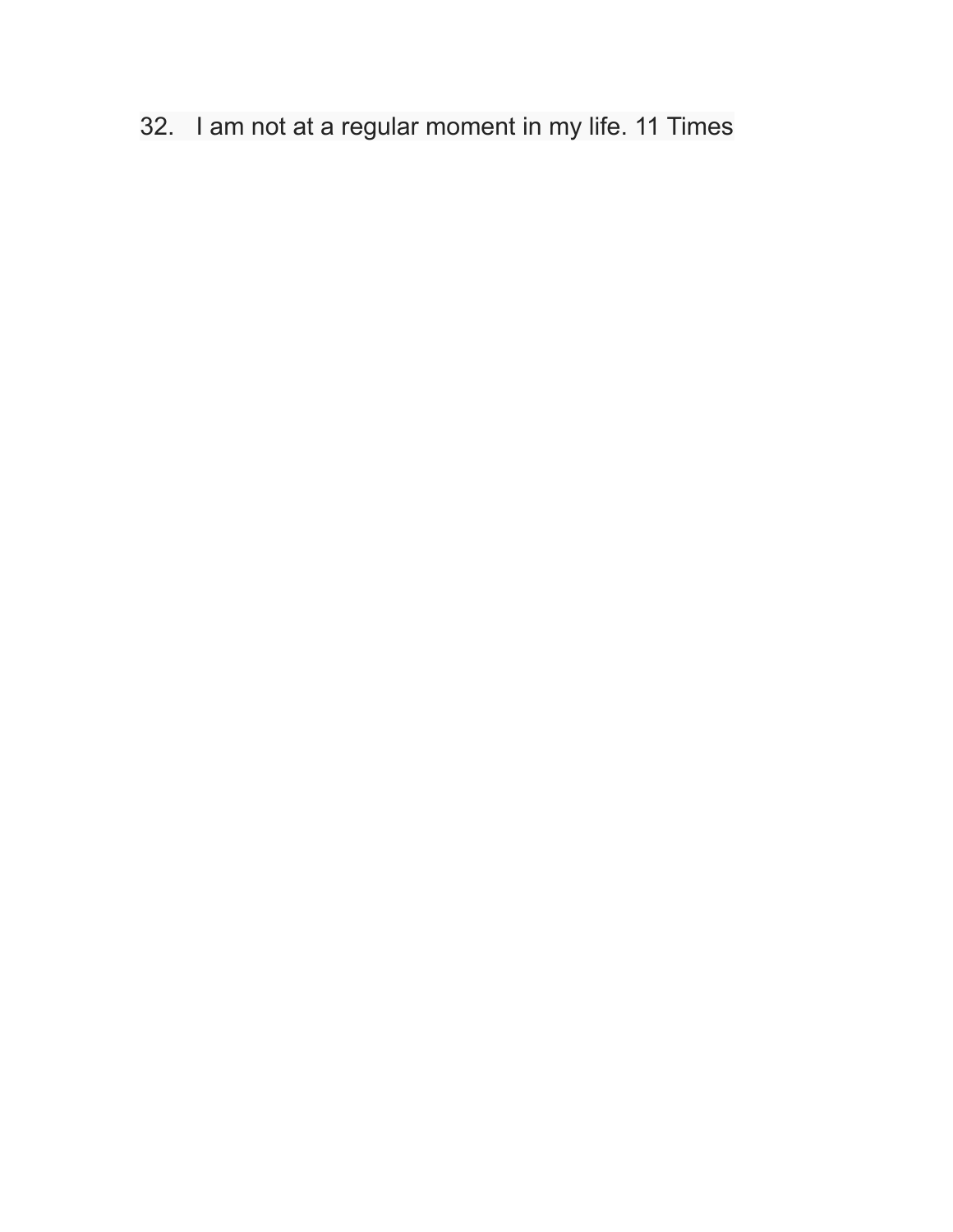32. I am not at a regular moment in my life. 11 Times